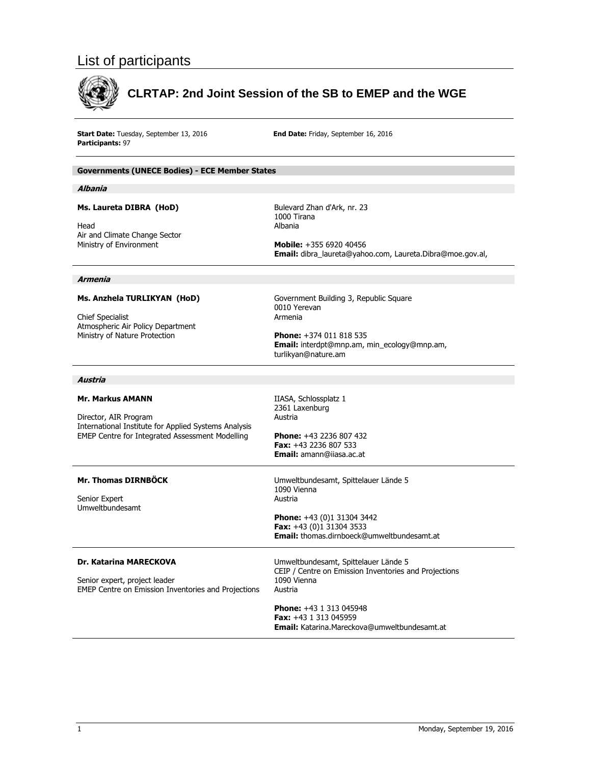# List of participants

## CLRTAP: 2nd Joint Session of the SB to EMEP and the WGE

**Start Date:** Tuesday, September 13, 2016
**End Date:** Friday, September 16, 2016
**Participants:** 97

### Governments (UNECE Bodies) - ECE Member States

#### *Albania*

**Ms. Laureta DIBRA (HoD)**

Head
Air and Climate Change Sector
Ministry of Environment

Bulevard Zhan d'Ark, nr. 23
1000 Tirana
Albania

**Mobile:** +355 6920 40456
**Email:** dibra_laureta@yahoo.com, Laureta.Dibra@moe.gov.al,

---

#### *Armenia*

**Ms. Anzhela TURLIKYAN (HoD)**

Chief Specialist
Atmospheric Air Policy Department
Ministry of Nature Protection

Government Building 3, Republic Square
0010 Yerevan
Armenia

**Phone:** +374 011 818 535
**Email:** interdpt@mnp.am, min_ecology@mnp.am, turlikyan@nature.am

---

#### *Austria*

**Mr. Markus AMANN**

Director, AIR Program
International Institute for Applied Systems Analysis
EMEP Centre for Integrated Assessment Modelling

IIASA, Schlossplatz 1
2361 Laxenburg
Austria

**Phone:** +43 2236 807 432
**Fax:** +43 2236 807 533
**Email:** amann@iiasa.ac.at

---

**Mr. Thomas DIRNBÖCK**

Senior Expert
Umweltbundesamt

Umweltbundesamt, Spittelauer Lände 5
1090 Vienna
Austria

**Phone:** +43 (0)1 31304 3442
**Fax:** +43 (0)1 31304 3533
**Email:** thomas.dirnboeck@umweltbundesamt.at

---

**Dr. Katarina MARECKOVA**

Senior expert, project leader
EMEP Centre on Emission Inventories and Projections

Umweltbundesamt, Spittelauer Lände 5
CEIP / Centre on Emission Inventories and Projections
1090 Vienna
Austria

**Phone:** +43 1 313 045948
**Fax:** +43 1 313 045959
**Email:** Katarina.Mareckova@umweltbundesamt.at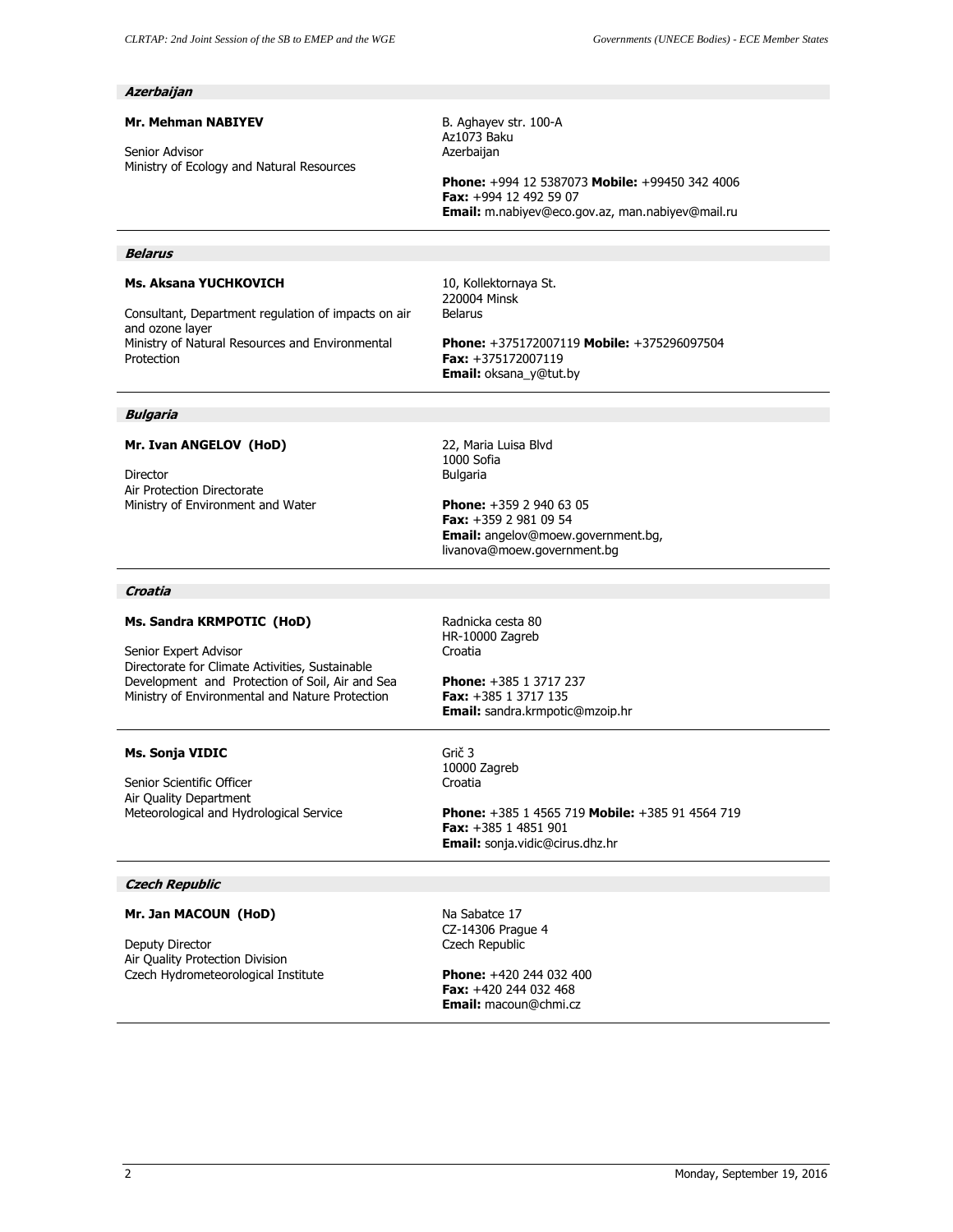### Azerbaijan

**Mr. Mehman NABIYEV**

Senior Advisor
Ministry of Ecology and Natural Resources

B. Aghayev str. 100-A
Az1073 Baku
Azerbaijan

**Phone:** +994 12 5387073 **Mobile:** +99450 342 4006
**Fax:** +994 12 492 59 07
**Email:** m.nabiyev@eco.gov.az, man.nabiyev@mail.ru

---

### Belarus

**Ms. Aksana YUCHKOVICH**

Consultant, Department regulation of impacts on air and ozone layer
Ministry of Natural Resources and Environmental Protection

10, Kollektornaya St.
220004 Minsk
Belarus

**Phone:** +375172007119 **Mobile:** +375296097504
**Fax:** +375172007119
**Email:** oksana_y@tut.by

---

### Bulgaria

**Mr. Ivan ANGELOV (HoD)**

Director
Air Protection Directorate
Ministry of Environment and Water

22, Maria Luisa Blvd
1000 Sofia
Bulgaria

**Phone:** +359 2 940 63 05
**Fax:** +359 2 981 09 54
**Email:** angelov@moew.government.bg, livanova@moew.government.bg

---

### Croatia

**Ms. Sandra KRMPOTIC (HoD)**

Senior Expert Advisor
Directorate for Climate Activities, Sustainable Development and Protection of Soil, Air and Sea
Ministry of Environmental and Nature Protection

Radnicka cesta 80
HR-10000 Zagreb
Croatia

**Phone:** +385 1 3717 237
**Fax:** +385 1 3717 135
**Email:** sandra.krmpotic@mzoip.hr

---

**Ms. Sonja VIDIC**

Senior Scientific Officer
Air Quality Department
Meteorological and Hydrological Service

Grič 3
10000 Zagreb
Croatia

**Phone:** +385 1 4565 719 **Mobile:** +385 91 4564 719
**Fax:** +385 1 4851 901
**Email:** sonja.vidic@cirus.dhz.hr

---

### Czech Republic

**Mr. Jan MACOUN (HoD)**

Deputy Director
Air Quality Protection Division
Czech Hydrometeorological Institute

Na Sabatce 17
CZ-14306 Prague 4
Czech Republic

**Phone:** +420 244 032 400
**Fax:** +420 244 032 468
**Email:** macoun@chmi.cz

---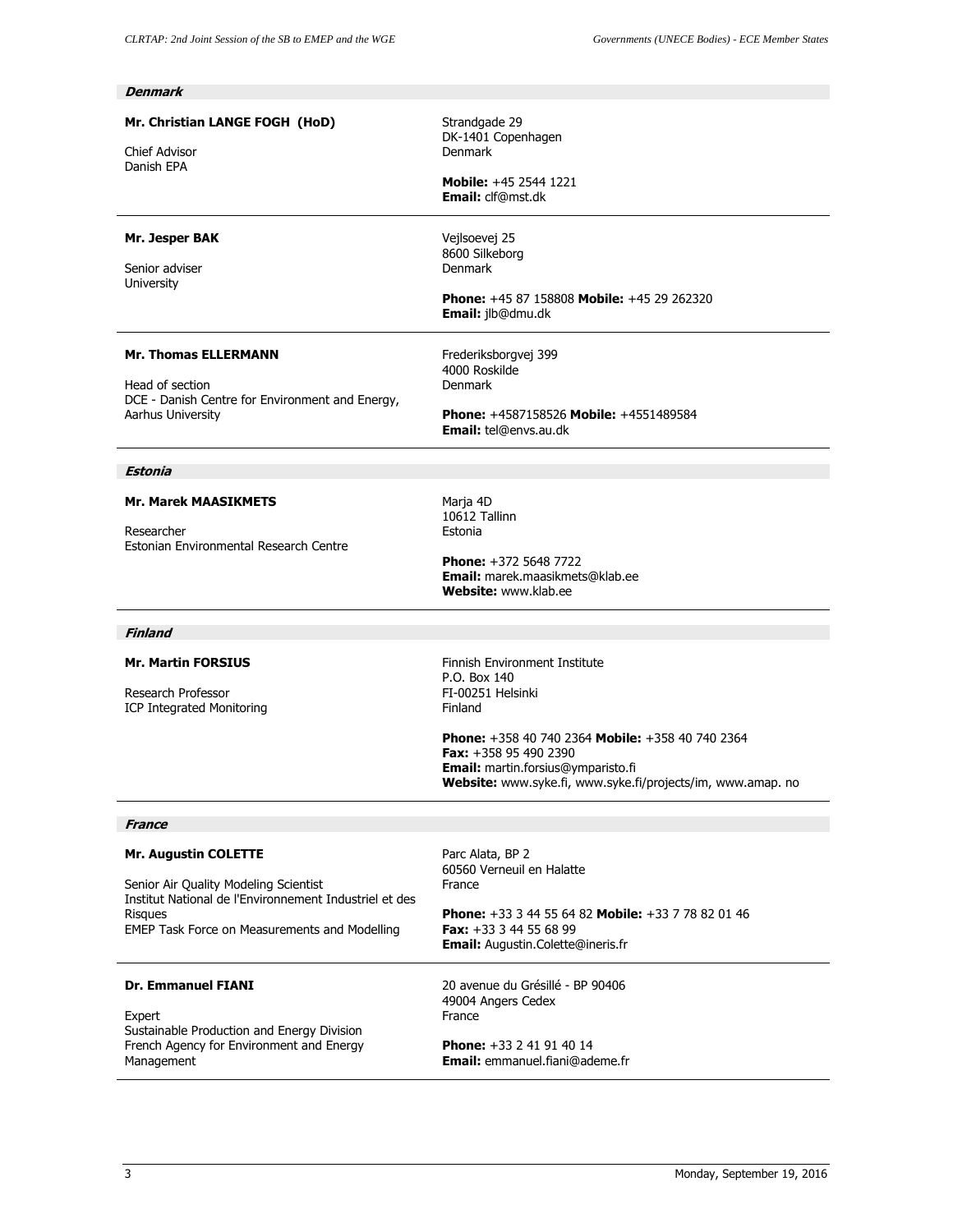### *Denmark*

**Mr. Christian LANGE FOGH (HoD)**

Chief Advisor
Danish EPA

Strandgade 29
DK-1401 Copenhagen
Denmark

**Mobile:** +45 2544 1221
**Email:** clf@mst.dk

---

**Mr. Jesper BAK**

Senior adviser
University

Vejlsoevej 25
8600 Silkeborg
Denmark

**Phone:** +45 87 158808 **Mobile:** +45 29 262320
**Email:** jlb@dmu.dk

---

**Mr. Thomas ELLERMANN**

Head of section
DCE - Danish Centre for Environment and Energy, Aarhus University

Frederiksborgvej 399
4000 Roskilde
Denmark

**Phone:** +4587158526 **Mobile:** +4551489584
**Email:** tel@envs.au.dk

---

### *Estonia*

**Mr. Marek MAASIKMETS**

Researcher
Estonian Environmental Research Centre

Marja 4D
10612 Tallinn
Estonia

**Phone:** +372 5648 7722
**Email:** marek.maasikmets@klab.ee
**Website:** www.klab.ee

---

### *Finland*

**Mr. Martin FORSIUS**

Research Professor
ICP Integrated Monitoring

Finnish Environment Institute
P.O. Box 140
FI-00251 Helsinki
Finland

**Phone:** +358 40 740 2364 **Mobile:** +358 40 740 2364
**Fax:** +358 95 490 2390
**Email:** martin.forsius@ymparisto.fi
**Website:** www.syke.fi, www.syke.fi/projects/im, www.amap. no

---

### *France*

**Mr. Augustin COLETTE**

Senior Air Quality Modeling Scientist
Institut National de l'Environnement Industriel et des Risques
EMEP Task Force on Measurements and Modelling

Parc Alata, BP 2
60560 Verneuil en Halatte
France

**Phone:** +33 3 44 55 64 82 **Mobile:** +33 7 78 82 01 46
**Fax:** +33 3 44 55 68 99
**Email:** Augustin.Colette@ineris.fr

---

**Dr. Emmanuel FIANI**

Expert
Sustainable Production and Energy Division
French Agency for Environment and Energy Management

20 avenue du Grésillé - BP 90406
49004 Angers Cedex
France

**Phone:** +33 2 41 91 40 14
**Email:** emmanuel.fiani@ademe.fr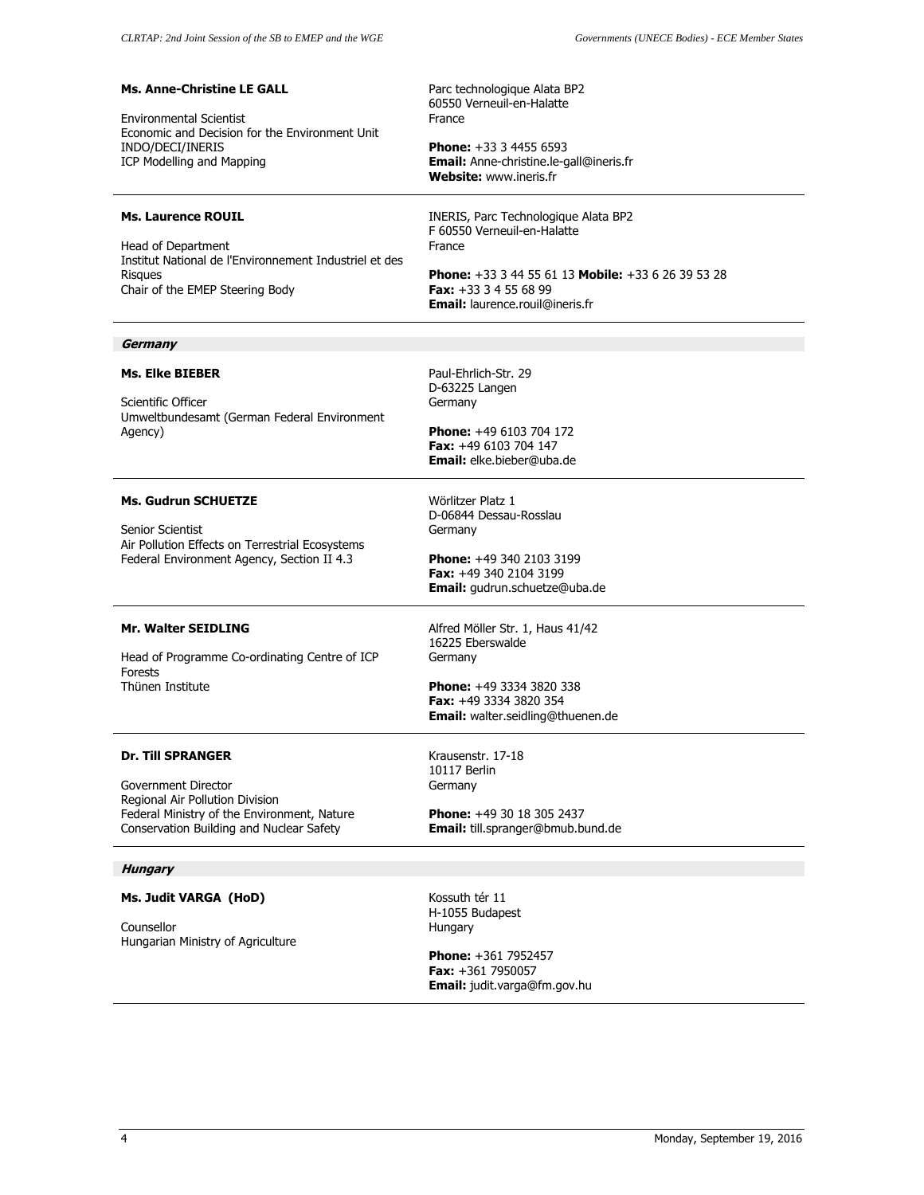**Ms. Anne-Christine LE GALL**

Environmental Scientist
Economic and Decision for the Environment Unit
INDO/DECI/INERIS
ICP Modelling and Mapping

Parc technologique Alata BP2
60550 Verneuil-en-Halatte
France

**Phone:** +33 3 4455 6593
**Email:** Anne-christine.le-gall@ineris.fr
**Website:** www.ineris.fr

---

**Ms. Laurence ROUIL**

Head of Department
Institut National de l'Environnement Industriel et des Risques
Chair of the EMEP Steering Body

INERIS, Parc Technologique Alata BP2
F 60550 Verneuil-en-Halatte
France

**Phone:** +33 3 44 55 61 13 **Mobile:** +33 6 26 39 53 28
**Fax:** +33 3 4 55 68 99
**Email:** laurence.rouil@ineris.fr

---

## *Germany*

**Ms. Elke BIEBER**

Scientific Officer
Umweltbundesamt (German Federal Environment Agency)

Paul-Ehrlich-Str. 29
D-63225 Langen
Germany

**Phone:** +49 6103 704 172
**Fax:** +49 6103 704 147
**Email:** elke.bieber@uba.de

---

**Ms. Gudrun SCHUETZE**

Senior Scientist
Air Pollution Effects on Terrestrial Ecosystems
Federal Environment Agency, Section II 4.3

Wörlitzer Platz 1
D-06844 Dessau-Rosslau
Germany

**Phone:** +49 340 2103 3199
**Fax:** +49 340 2104 3199
**Email:** gudrun.schuetze@uba.de

---

**Mr. Walter SEIDLING**

Head of Programme Co-ordinating Centre of ICP Forests
Thünen Institute

Alfred Möller Str. 1, Haus 41/42
16225 Eberswalde
Germany

**Phone:** +49 3334 3820 338
**Fax:** +49 3334 3820 354
**Email:** walter.seidling@thuenen.de

---

**Dr. Till SPRANGER**

Government Director
Regional Air Pollution Division
Federal Ministry of the Environment, Nature Conservation Building and Nuclear Safety

Krausenstr. 17-18
10117 Berlin
Germany

**Phone:** +49 30 18 305 2437
**Email:** till.spranger@bmub.bund.de

---

## *Hungary*

**Ms. Judit VARGA (HoD)**

Counsellor
Hungarian Ministry of Agriculture

Kossuth tér 11
H-1055 Budapest
Hungary

**Phone:** +361 7952457
**Fax:** +361 7950057
**Email:** judit.varga@fm.gov.hu

---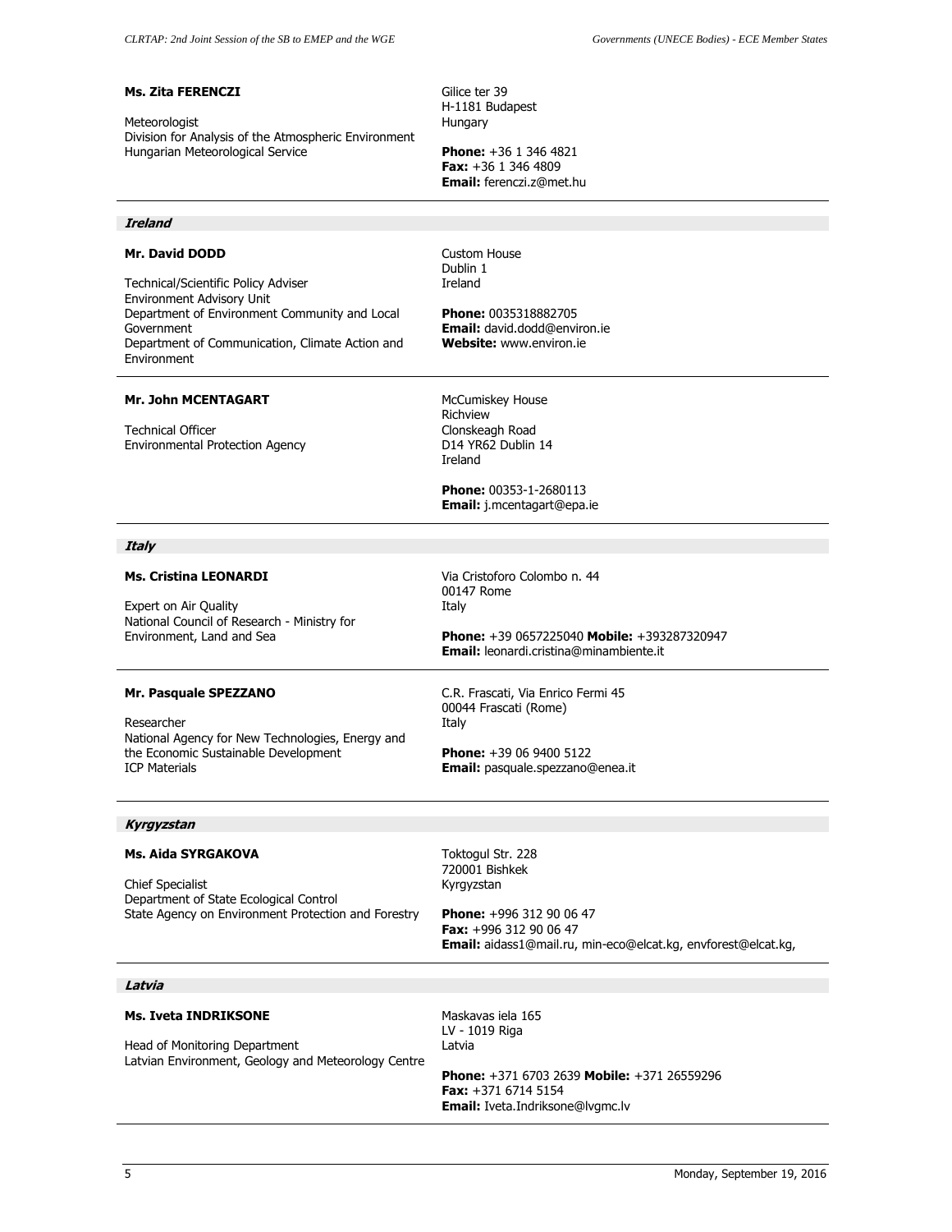**Ms. Zita FERENCZI**

Meteorologist
Division for Analysis of the Atmospheric Environment
Hungarian Meteorological Service

Gilice ter 39
H-1181 Budapest
Hungary

**Phone:** +36 1 346 4821
**Fax:** +36 1 346 4809
**Email:** ferenczi.z@met.hu

---

### *Ireland*

**Mr. David DODD**

Technical/Scientific Policy Adviser
Environment Advisory Unit
Department of Environment Community and Local Government
Department of Communication, Climate Action and Environment

Custom House
Dublin 1
Ireland

**Phone:** 0035318882705
**Email:** david.dodd@environ.ie
**Website:** www.environ.ie

---

**Mr. John MCENTAGART**

Technical Officer
Environmental Protection Agency

McCumiskey House
Richview
Clonskeagh Road
D14 YR62 Dublin 14
Ireland

**Phone:** 00353-1-2680113
**Email:** j.mcentagart@epa.ie

---

### *Italy*

**Ms. Cristina LEONARDI**

Expert on Air Quality
National Council of Research - Ministry for Environment, Land and Sea

Via Cristoforo Colombo n. 44
00147 Rome
Italy

**Phone:** +39 0657225040 **Mobile:** +393287320947
**Email:** leonardi.cristina@minambiente.it

---

**Mr. Pasquale SPEZZANO**

Researcher
National Agency for New Technologies, Energy and the Economic Sustainable Development
ICP Materials

C.R. Frascati, Via Enrico Fermi 45
00044 Frascati (Rome)
Italy

**Phone:** +39 06 9400 5122
**Email:** pasquale.spezzano@enea.it

---

### *Kyrgyzstan*

**Ms. Aida SYRGAKOVA**

Chief Specialist
Department of State Ecological Control
State Agency on Environment Protection and Forestry

Toktogul Str. 228
720001 Bishkek
Kyrgyzstan

**Phone:** +996 312 90 06 47
**Fax:** +996 312 90 06 47
**Email:** aidass1@mail.ru, min-eco@elcat.kg, envforest@elcat.kg,

---

### *Latvia*

**Ms. Iveta INDRIKSONE**

Head of Monitoring Department
Latvian Environment, Geology and Meteorology Centre

Maskavas iela 165
LV - 1019 Riga
Latvia

**Phone:** +371 6703 2639 **Mobile:** +371 26559296
**Fax:** +371 6714 5154
**Email:** Iveta.Indriksone@lvgmc.lv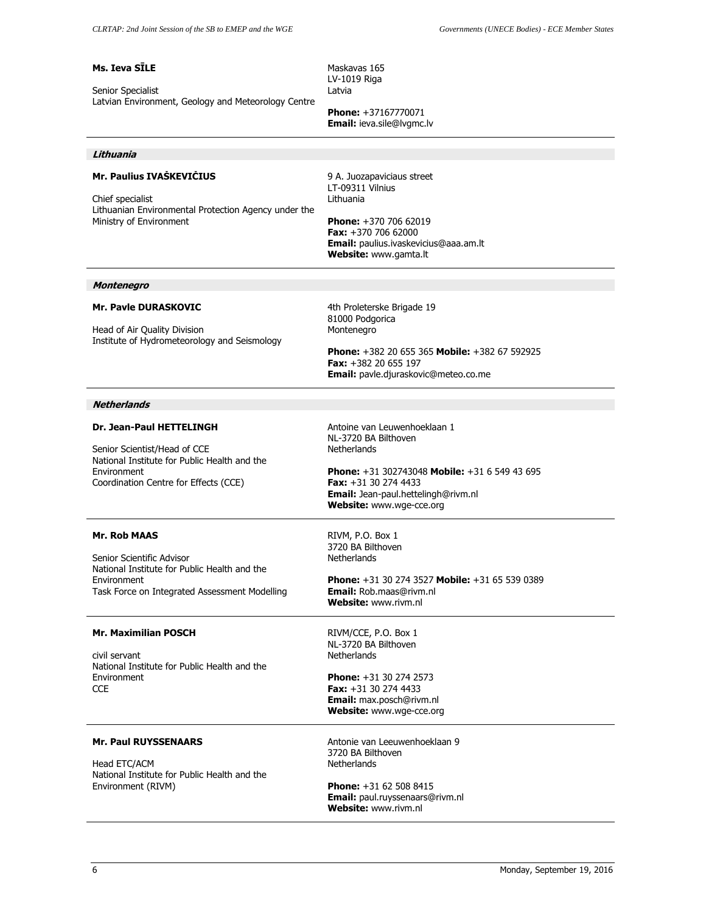**Ms. Ieva SĪLE**

Senior Specialist
Latvian Environment, Geology and Meteorology Centre

Maskavas 165
LV-1019 Riga
Latvia

**Phone:** +37167770071
**Email:** ieva.sile@lvgmc.lv

---

### *Lithuania*

**Mr. Paulius IVAŠKEVIČIUS**

Chief specialist
Lithuanian Environmental Protection Agency under the Ministry of Environment

9 A. Juozapaviciaus street
LT-09311 Vilnius
Lithuania

**Phone:** +370 706 62019
**Fax:** +370 706 62000
**Email:** paulius.ivaskevicius@aaa.am.lt
**Website:** www.gamta.lt

---

### *Montenegro*

**Mr. Pavle DURASKOVIC**

Head of Air Quality Division
Institute of Hydrometeorology and Seismology

4th Proleterske Brigade 19
81000 Podgorica
Montenegro

**Phone:** +382 20 655 365 **Mobile:** +382 67 592925
**Fax:** +382 20 655 197
**Email:** pavle.djuraskovic@meteo.co.me

---

### *Netherlands*

**Dr. Jean-Paul HETTELINGH**

Senior Scientist/Head of CCE
National Institute for Public Health and the Environment
Coordination Centre for Effects (CCE)

Antoine van Leuwenhoeklaan 1
NL-3720 BA Bilthoven
Netherlands

**Phone:** +31 302743048 **Mobile:** +31 6 549 43 695
**Fax:** +31 30 274 4433
**Email:** Jean-paul.hettelingh@rivm.nl
**Website:** www.wge-cce.org

---

**Mr. Rob MAAS**

Senior Scientific Advisor
National Institute for Public Health and the Environment
Task Force on Integrated Assessment Modelling

RIVM, P.O. Box 1
3720 BA Bilthoven
Netherlands

**Phone:** +31 30 274 3527 **Mobile:** +31 65 539 0389
**Email:** Rob.maas@rivm.nl
**Website:** www.rivm.nl

---

**Mr. Maximilian POSCH**

civil servant
National Institute for Public Health and the Environment
CCE

RIVM/CCE, P.O. Box 1
NL-3720 BA Bilthoven
Netherlands

**Phone:** +31 30 274 2573
**Fax:** +31 30 274 4433
**Email:** max.posch@rivm.nl
**Website:** www.wge-cce.org

---

**Mr. Paul RUYSSENAARS**

Head ETC/ACM
National Institute for Public Health and the Environment (RIVM)

Antonie van Leeuwenhoeklaan 9
3720 BA Bilthoven
Netherlands

**Phone:** +31 62 508 8415
**Email:** paul.ruyssenaars@rivm.nl
**Website:** www.rivm.nl

---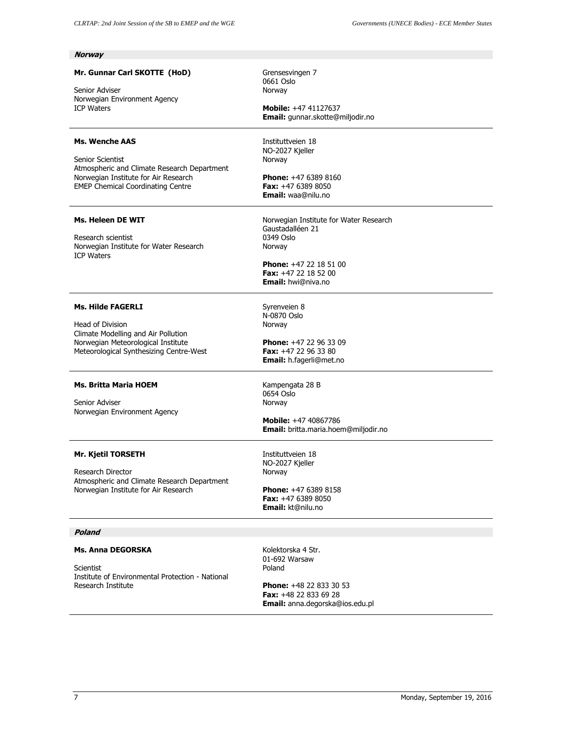### *Norway*

**Mr. Gunnar Carl SKOTTE (HoD)**

Senior Adviser
Norwegian Environment Agency
ICP Waters

Grensesvingen 7
0661 Oslo
Norway

**Mobile:** +47 41127637
**Email:** gunnar.skotte@miljodir.no

---

**Ms. Wenche AAS**

Senior Scientist
Atmospheric and Climate Research Department
Norwegian Institute for Air Research
EMEP Chemical Coordinating Centre

Instituttveien 18
NO-2027 Kjeller
Norway

**Phone:** +47 6389 8160
**Fax:** +47 6389 8050
**Email:** waa@nilu.no

---

**Ms. Heleen DE WIT**

Research scientist
Norwegian Institute for Water Research
ICP Waters

Norwegian Institute for Water Research
Gaustadalléen 21
0349 Oslo
Norway

**Phone:** +47 22 18 51 00
**Fax:** +47 22 18 52 00
**Email:** hwi@niva.no

---

**Ms. Hilde FAGERLI**

Head of Division
Climate Modelling and Air Pollution
Norwegian Meteorological Institute
Meteorological Synthesizing Centre-West

Syrenveien 8
N-0870 Oslo
Norway

**Phone:** +47 22 96 33 09
**Fax:** +47 22 96 33 80
**Email:** h.fagerli@met.no

---

**Ms. Britta Maria HOEM**

Senior Adviser
Norwegian Environment Agency

Kampengata 28 B
0654 Oslo
Norway

**Mobile:** +47 40867786
**Email:** britta.maria.hoem@miljodir.no

---

**Mr. Kjetil TORSETH**

Research Director
Atmospheric and Climate Research Department
Norwegian Institute for Air Research

Instituttveien 18
NO-2027 Kjeller
Norway

**Phone:** +47 6389 8158
**Fax:** +47 6389 8050
**Email:** kt@nilu.no

---

### *Poland*

**Ms. Anna DEGORSKA**

Scientist
Institute of Environmental Protection - National Research Institute

Kolektorska 4 Str.
01-692 Warsaw
Poland

**Phone:** +48 22 833 30 53
**Fax:** +48 22 833 69 28
**Email:** anna.degorska@ios.edu.pl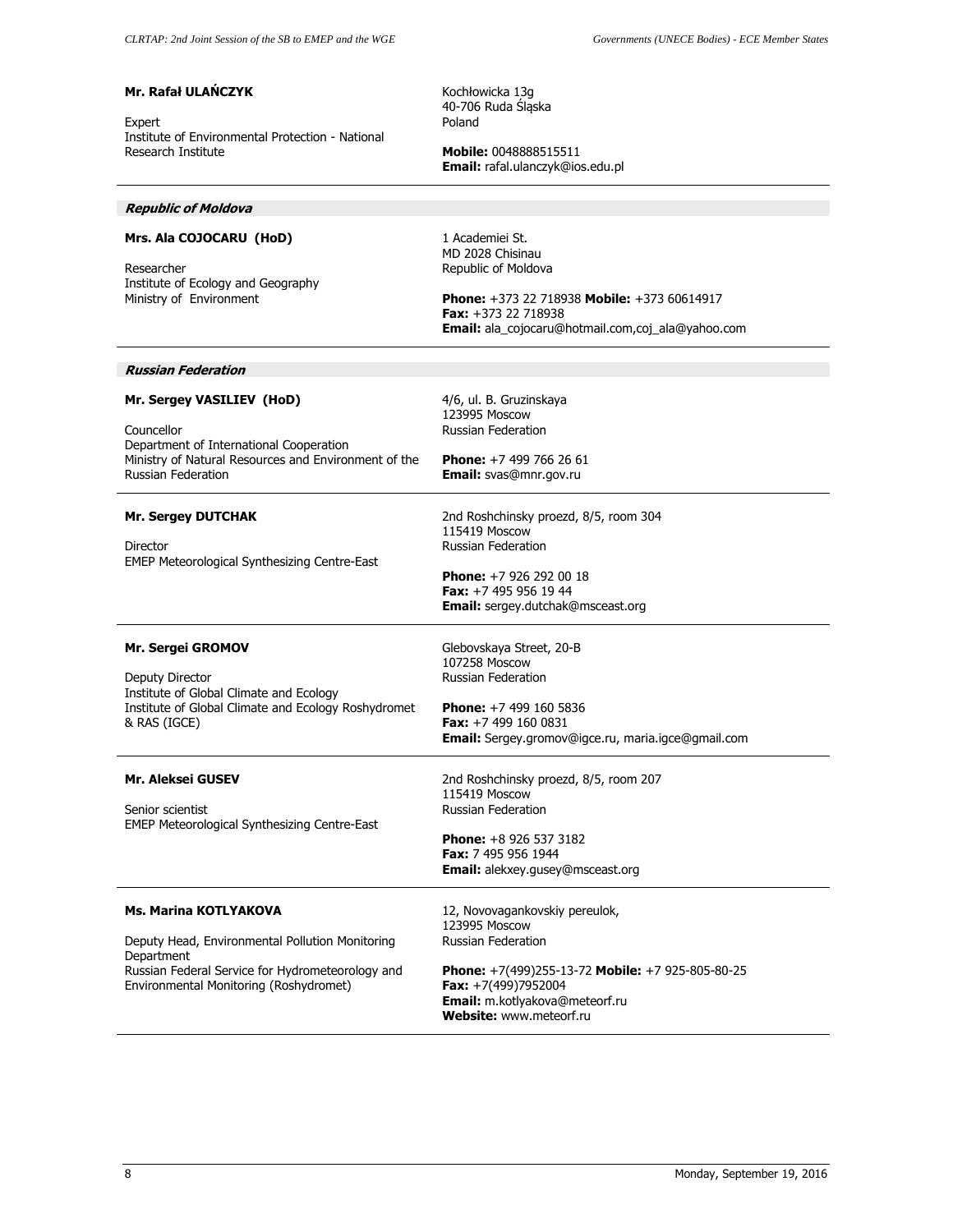**Mr. Rafał ULAŃCZYK**

Expert
Institute of Environmental Protection - National Research Institute

Kochłowicka 13g
40-706 Ruda Śląska
Poland

**Mobile:** 0048888515511
**Email:** rafal.ulanczyk@ios.edu.pl

---

### *Republic of Moldova*

**Mrs. Ala COJOCARU (HoD)**

Researcher
Institute of Ecology and Geography
Ministry of Environment

1 Academiei St.
MD 2028 Chisinau
Republic of Moldova

**Phone:** +373 22 718938 **Mobile:** +373 60614917
**Fax:** +373 22 718938
**Email:** ala_cojocaru@hotmail.com,coj_ala@yahoo.com

---

### *Russian Federation*

**Mr. Sergey VASILIEV (HoD)**

Councellor
Department of International Cooperation
Ministry of Natural Resources and Environment of the Russian Federation

4/6, ul. B. Gruzinskaya
123995 Moscow
Russian Federation

**Phone:** +7 499 766 26 61
**Email:** svas@mnr.gov.ru

---

**Mr. Sergey DUTCHAK**

Director
EMEP Meteorological Synthesizing Centre-East

2nd Roshchinsky proezd, 8/5, room 304
115419 Moscow
Russian Federation

**Phone:** +7 926 292 00 18
**Fax:** +7 495 956 19 44
**Email:** sergey.dutchak@msceast.org

---

**Mr. Sergei GROMOV**

Deputy Director
Institute of Global Climate and Ecology
Institute of Global Climate and Ecology Roshydromet & RAS (IGCE)

Glebovskaya Street, 20-B
107258 Moscow
Russian Federation

**Phone:** +7 499 160 5836
**Fax:** +7 499 160 0831
**Email:** Sergey.gromov@igce.ru, maria.igce@gmail.com

---

**Mr. Aleksei GUSEV**

Senior scientist
EMEP Meteorological Synthesizing Centre-East

2nd Roshchinsky proezd, 8/5, room 207
115419 Moscow
Russian Federation

**Phone:** +8 926 537 3182
**Fax:** 7 495 956 1944
**Email:** alekxey.gusey@msceast.org

---

**Ms. Marina KOTLYAKOVA**

Deputy Head, Environmental Pollution Monitoring Department
Russian Federal Service for Hydrometeorology and Environmental Monitoring (Roshydromet)

12, Novovagankovskiy pereulok,
123995 Moscow
Russian Federation

**Phone:** +7(499)255-13-72 **Mobile:** +7 925-805-80-25
**Fax:** +7(499)7952004
**Email:** m.kotlyakova@meteorf.ru
**Website:** www.meteorf.ru

---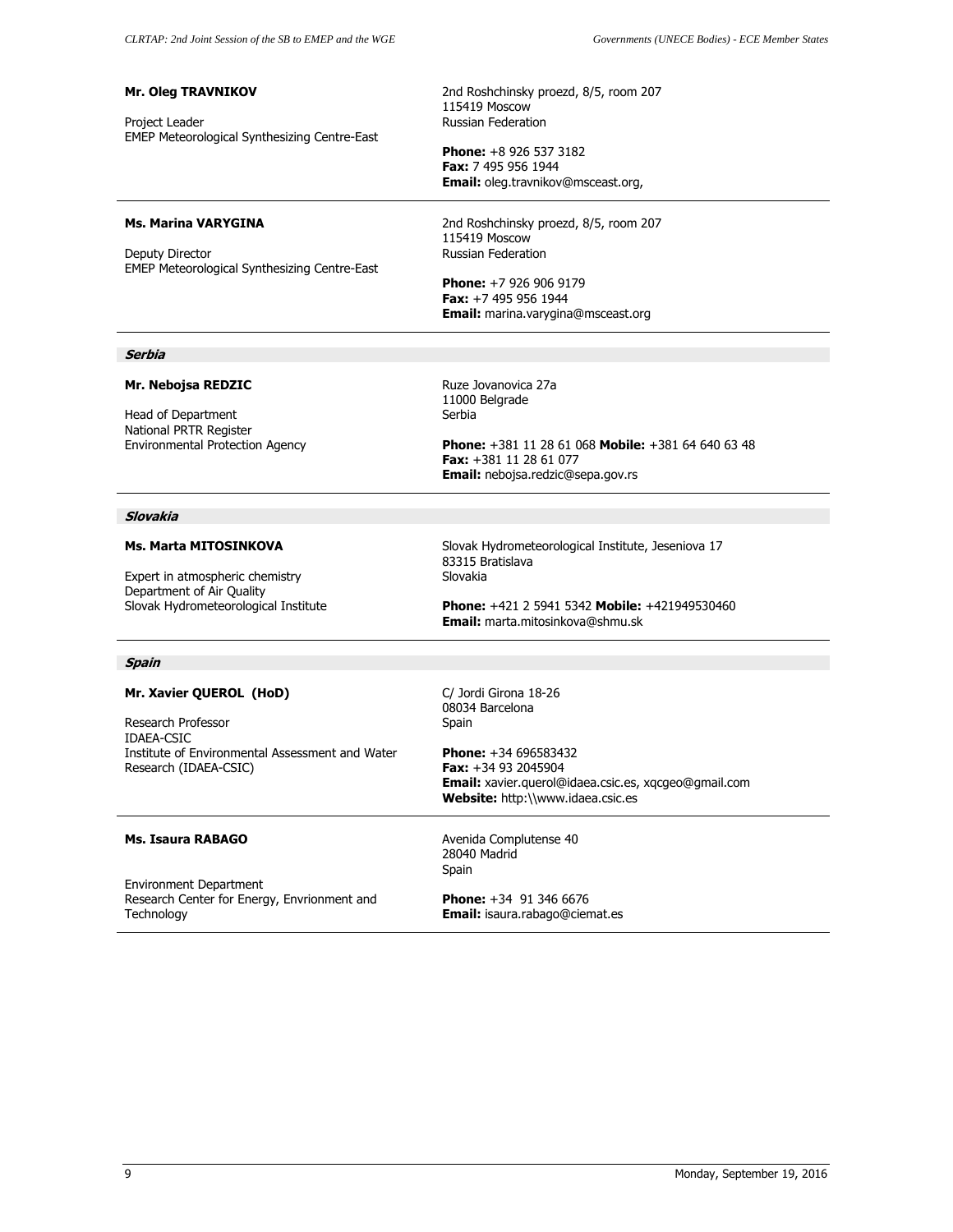**Mr. Oleg TRAVNIKOV**

Project Leader
EMEP Meteorological Synthesizing Centre-East

2nd Roshchinsky proezd, 8/5, room 207
115419 Moscow
Russian Federation

**Phone:** +8 926 537 3182
**Fax:** 7 495 956 1944
**Email:** oleg.travnikov@msceast.org,

---

**Ms. Marina VARYGINA**

Deputy Director
EMEP Meteorological Synthesizing Centre-East

2nd Roshchinsky proezd, 8/5, room 207
115419 Moscow
Russian Federation

**Phone:** +7 926 906 9179
**Fax:** +7 495 956 1944
**Email:** marina.varygina@msceast.org

---

### *Serbia*

**Mr. Nebojsa REDZIC**

Head of Department
National PRTR Register
Environmental Protection Agency

Ruze Jovanovica 27a
11000 Belgrade
Serbia

**Phone:** +381 11 28 61 068 **Mobile:** +381 64 640 63 48
**Fax:** +381 11 28 61 077
**Email:** nebojsa.redzic@sepa.gov.rs

---

### *Slovakia*

**Ms. Marta MITOSINKOVA**

Expert in atmospheric chemistry
Department of Air Quality
Slovak Hydrometeorological Institute

Slovak Hydrometeorological Institute, Jeseniova 17
83315 Bratislava
Slovakia

**Phone:** +421 2 5941 5342 **Mobile:** +421949530460
**Email:** marta.mitosinkova@shmu.sk

---

### *Spain*

**Mr. Xavier QUEROL (HoD)**

Research Professor
IDAEA-CSIC
Institute of Environmental Assessment and Water Research (IDAEA-CSIC)

C/ Jordi Girona 18-26
08034 Barcelona
Spain

**Phone:** +34 696583432
**Fax:** +34 93 2045904
**Email:** xavier.querol@idaea.csic.es, xqcgeo@gmail.com
**Website:** http:\\www.idaea.csic.es

---

**Ms. Isaura RABAGO**

Environment Department
Research Center for Energy, Envrionment and Technology

Avenida Complutense 40
28040 Madrid
Spain

**Phone:** +34 91 346 6676
**Email:** isaura.rabago@ciemat.es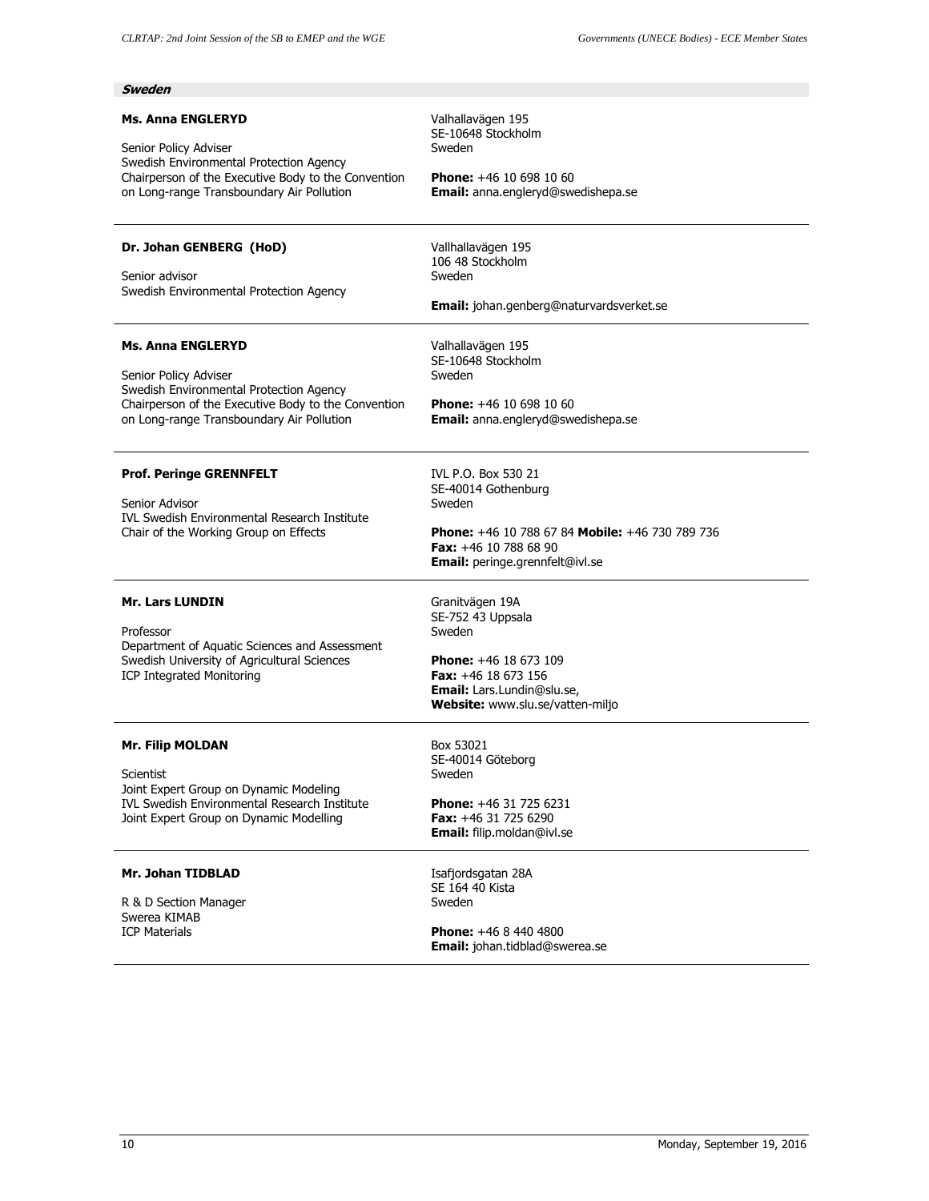**Sweden**

**Ms. Anna ENGLERYD**

Senior Policy Adviser
Swedish Environmental Protection Agency
Chairperson of the Executive Body to the Convention on Long-range Transboundary Air Pollution

Valhallavägen 195
SE-10648 Stockholm
Sweden

**Phone:** +46 10 698 10 60
**Email:** anna.engleryd@swedishepa.se

---

**Dr. Johan GENBERG (HoD)**

Senior advisor
Swedish Environmental Protection Agency

Vallhallavägen 195
106 48 Stockholm
Sweden

**Email:** johan.genberg@naturvardsverket.se

---

**Ms. Anna ENGLERYD**

Senior Policy Adviser
Swedish Environmental Protection Agency
Chairperson of the Executive Body to the Convention on Long-range Transboundary Air Pollution

Valhallavägen 195
SE-10648 Stockholm
Sweden

**Phone:** +46 10 698 10 60
**Email:** anna.engleryd@swedishepa.se

---

**Prof. Peringe GRENNFELT**

Senior Advisor
IVL Swedish Environmental Research Institute
Chair of the Working Group on Effects

IVL P.O. Box 530 21
SE-40014 Gothenburg
Sweden

**Phone:** +46 10 788 67 84 **Mobile:** +46 730 789 736
**Fax:** +46 10 788 68 90
**Email:** peringe.grennfelt@ivl.se

---

**Mr. Lars LUNDIN**

Professor
Department of Aquatic Sciences and Assessment
Swedish University of Agricultural Sciences
ICP Integrated Monitoring

Granitvägen 19A
SE-752 43 Uppsala
Sweden

**Phone:** +46 18 673 109
**Fax:** +46 18 673 156
**Email:** Lars.Lundin@slu.se,
**Website:** www.slu.se/vatten-miljo

---

**Mr. Filip MOLDAN**

Scientist
Joint Expert Group on Dynamic Modeling
IVL Swedish Environmental Research Institute
Joint Expert Group on Dynamic Modelling

Box 53021
SE-40014 Göteborg
Sweden

**Phone:** +46 31 725 6231
**Fax:** +46 31 725 6290
**Email:** filip.moldan@ivl.se

---

**Mr. Johan TIDBLAD**

R & D Section Manager
Swerea KIMAB
ICP Materials

Isafjordsgatan 28A
SE 164 40 Kista
Sweden

**Phone:** +46 8 440 4800
**Email:** johan.tidblad@swerea.se

---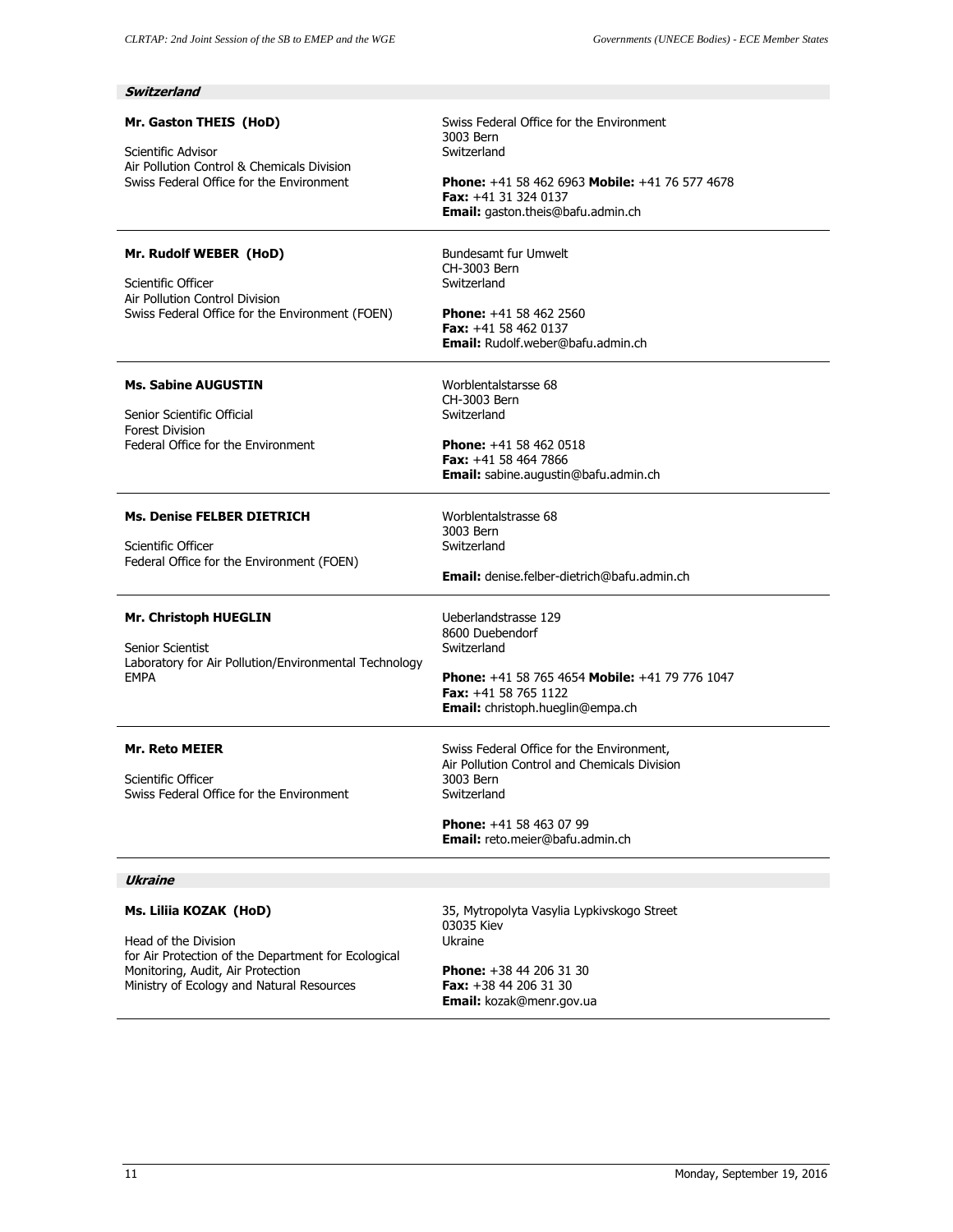## Switzerland

**Mr. Gaston THEIS (HoD)**

Scientific Advisor
Air Pollution Control & Chemicals Division
Swiss Federal Office for the Environment

Swiss Federal Office for the Environment
3003 Bern
Switzerland

**Phone:** +41 58 462 6963 **Mobile:** +41 76 577 4678
**Fax:** +41 31 324 0137
**Email:** gaston.theis@bafu.admin.ch

---

**Mr. Rudolf WEBER (HoD)**

Scientific Officer
Air Pollution Control Division
Swiss Federal Office for the Environment (FOEN)

Bundesamt fur Umwelt
CH-3003 Bern
Switzerland

**Phone:** +41 58 462 2560
**Fax:** +41 58 462 0137
**Email:** Rudolf.weber@bafu.admin.ch

---

**Ms. Sabine AUGUSTIN**

Senior Scientific Official
Forest Division
Federal Office for the Environment

Worblentalstarsse 68
CH-3003 Bern
Switzerland

**Phone:** +41 58 462 0518
**Fax:** +41 58 464 7866
**Email:** sabine.augustin@bafu.admin.ch

---

**Ms. Denise FELBER DIETRICH**

Scientific Officer
Federal Office for the Environment (FOEN)

Worblentalstrasse 68
3003 Bern
Switzerland

**Email:** denise.felber-dietrich@bafu.admin.ch

---

**Mr. Christoph HUEGLIN**

Senior Scientist
Laboratory for Air Pollution/Environmental Technology
EMPA

Ueberlandstrasse 129
8600 Duebendorf
Switzerland

**Phone:** +41 58 765 4654 **Mobile:** +41 79 776 1047
**Fax:** +41 58 765 1122
**Email:** christoph.hueglin@empa.ch

---

**Mr. Reto MEIER**

Scientific Officer
Swiss Federal Office for the Environment

Swiss Federal Office for the Environment,
Air Pollution Control and Chemicals Division
3003 Bern
Switzerland

**Phone:** +41 58 463 07 99
**Email:** reto.meier@bafu.admin.ch

---

## Ukraine

**Ms. Liliia KOZAK (HoD)**

Head of the Division
for Air Protection of the Department for Ecological
Monitoring, Audit, Air Protection
Ministry of Ecology and Natural Resources

35, Mytropolyta Vasylia Lypkivskogo Street
03035 Kiev
Ukraine

**Phone:** +38 44 206 31 30
**Fax:** +38 44 206 31 30
**Email:** kozak@menr.gov.ua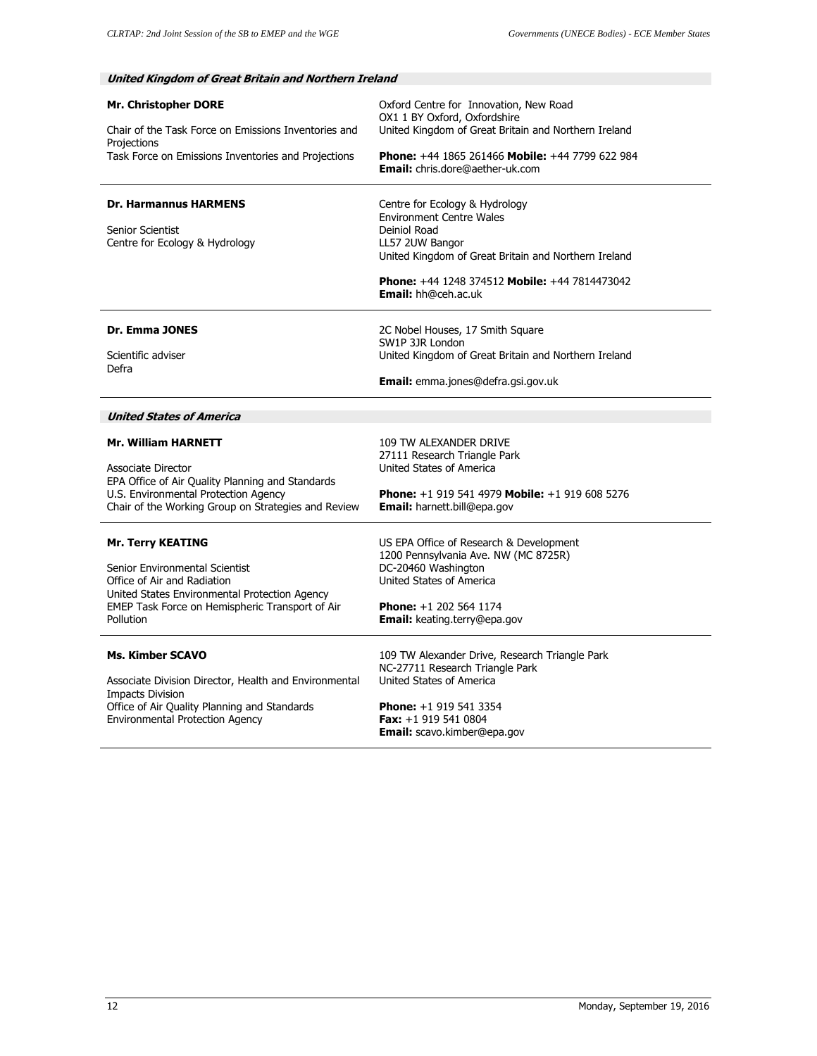## *United Kingdom of Great Britain and Northern Ireland*

**Mr. Christopher DORE**

Chair of the Task Force on Emissions Inventories and Projections
Task Force on Emissions Inventories and Projections

Oxford Centre for Innovation, New Road
OX1 1 BY Oxford, Oxfordshire
United Kingdom of Great Britain and Northern Ireland

**Phone:** +44 1865 261466 **Mobile:** +44 7799 622 984
**Email:** chris.dore@aether-uk.com

---

**Dr. Harmannus HARMENS**

Senior Scientist
Centre for Ecology & Hydrology

Centre for Ecology & Hydrology
Environment Centre Wales
Deiniol Road
LL57 2UW Bangor
United Kingdom of Great Britain and Northern Ireland

**Phone:** +44 1248 374512 **Mobile:** +44 7814473042
**Email:** hh@ceh.ac.uk

---

**Dr. Emma JONES**

Scientific adviser
Defra

2C Nobel Houses, 17 Smith Square
SW1P 3JR London
United Kingdom of Great Britain and Northern Ireland

**Email:** emma.jones@defra.gsi.gov.uk

---

## *United States of America*

**Mr. William HARNETT**

Associate Director
EPA Office of Air Quality Planning and Standards
U.S. Environmental Protection Agency
Chair of the Working Group on Strategies and Review

109 TW ALEXANDER DRIVE
27111 Research Triangle Park
United States of America

**Phone:** +1 919 541 4979 **Mobile:** +1 919 608 5276
**Email:** harnett.bill@epa.gov

---

**Mr. Terry KEATING**

Senior Environmental Scientist
Office of Air and Radiation
United States Environmental Protection Agency
EMEP Task Force on Hemispheric Transport of Air Pollution

US EPA Office of Research & Development
1200 Pennsylvania Ave. NW (MC 8725R)
DC-20460 Washington
United States of America

**Phone:** +1 202 564 1174
**Email:** keating.terry@epa.gov

---

**Ms. Kimber SCAVO**

Associate Division Director, Health and Environmental Impacts Division
Office of Air Quality Planning and Standards
Environmental Protection Agency

109 TW Alexander Drive, Research Triangle Park
NC-27711 Research Triangle Park
United States of America

**Phone:** +1 919 541 3354
**Fax:** +1 919 541 0804
**Email:** scavo.kimber@epa.gov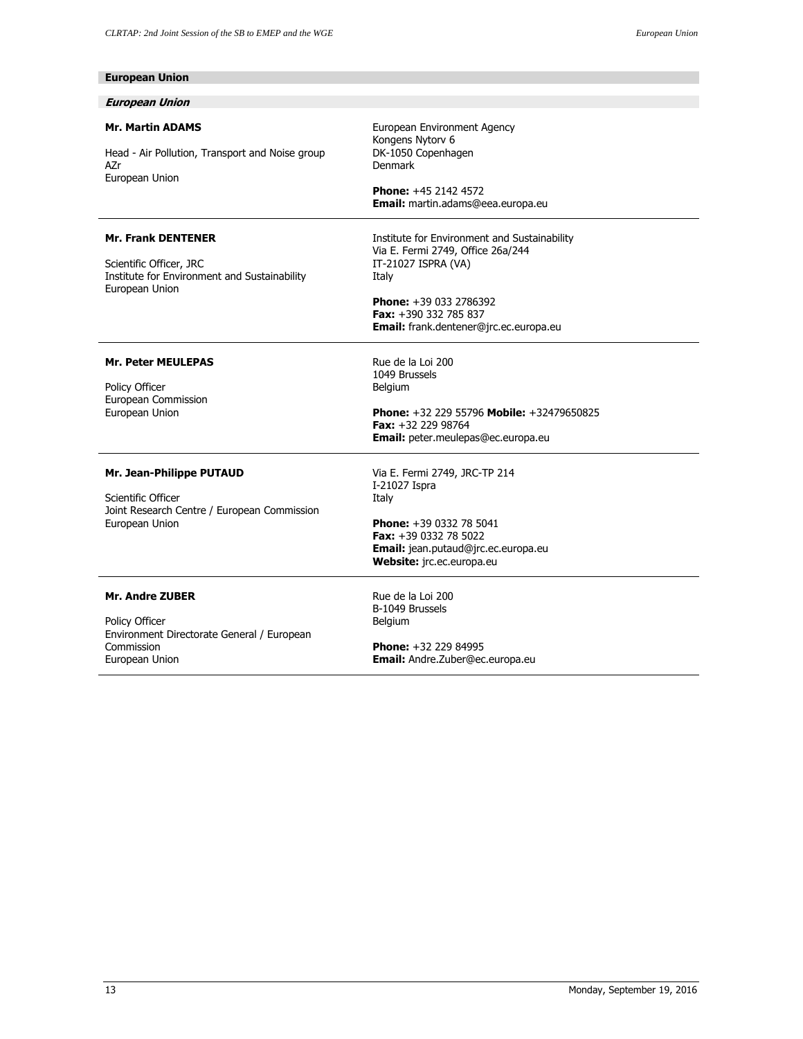## European Union

### *European Union*

**Mr. Martin ADAMS**

Head - Air Pollution, Transport and Noise group
AZr
European Union

European Environment Agency
Kongens Nytorv 6
DK-1050 Copenhagen
Denmark

**Phone:** +45 2142 4572
**Email:** martin.adams@eea.europa.eu

---

**Mr. Frank DENTENER**

Scientific Officer, JRC
Institute for Environment and Sustainability
European Union

Institute for Environment and Sustainability
Via E. Fermi 2749, Office 26a/244
IT-21027 ISPRA (VA)
Italy

**Phone:** +39 033 2786392
**Fax:** +390 332 785 837
**Email:** frank.dentener@jrc.ec.europa.eu

---

**Mr. Peter MEULEPAS**

Policy Officer
European Commission
European Union

Rue de la Loi 200
1049 Brussels
Belgium

**Phone:** +32 229 55796 **Mobile:** +32479650825
**Fax:** +32 229 98764
**Email:** peter.meulepas@ec.europa.eu

---

**Mr. Jean-Philippe PUTAUD**

Scientific Officer
Joint Research Centre / European Commission
European Union

Via E. Fermi 2749, JRC-TP 214
I-21027 Ispra
Italy

**Phone:** +39 0332 78 5041
**Fax:** +39 0332 78 5022
**Email:** jean.putaud@jrc.ec.europa.eu
**Website:** jrc.ec.europa.eu

---

**Mr. Andre ZUBER**

Policy Officer
Environment Directorate General / European Commission
European Union

Rue de la Loi 200
B-1049 Brussels
Belgium

**Phone:** +32 229 84995
**Email:** Andre.Zuber@ec.europa.eu

---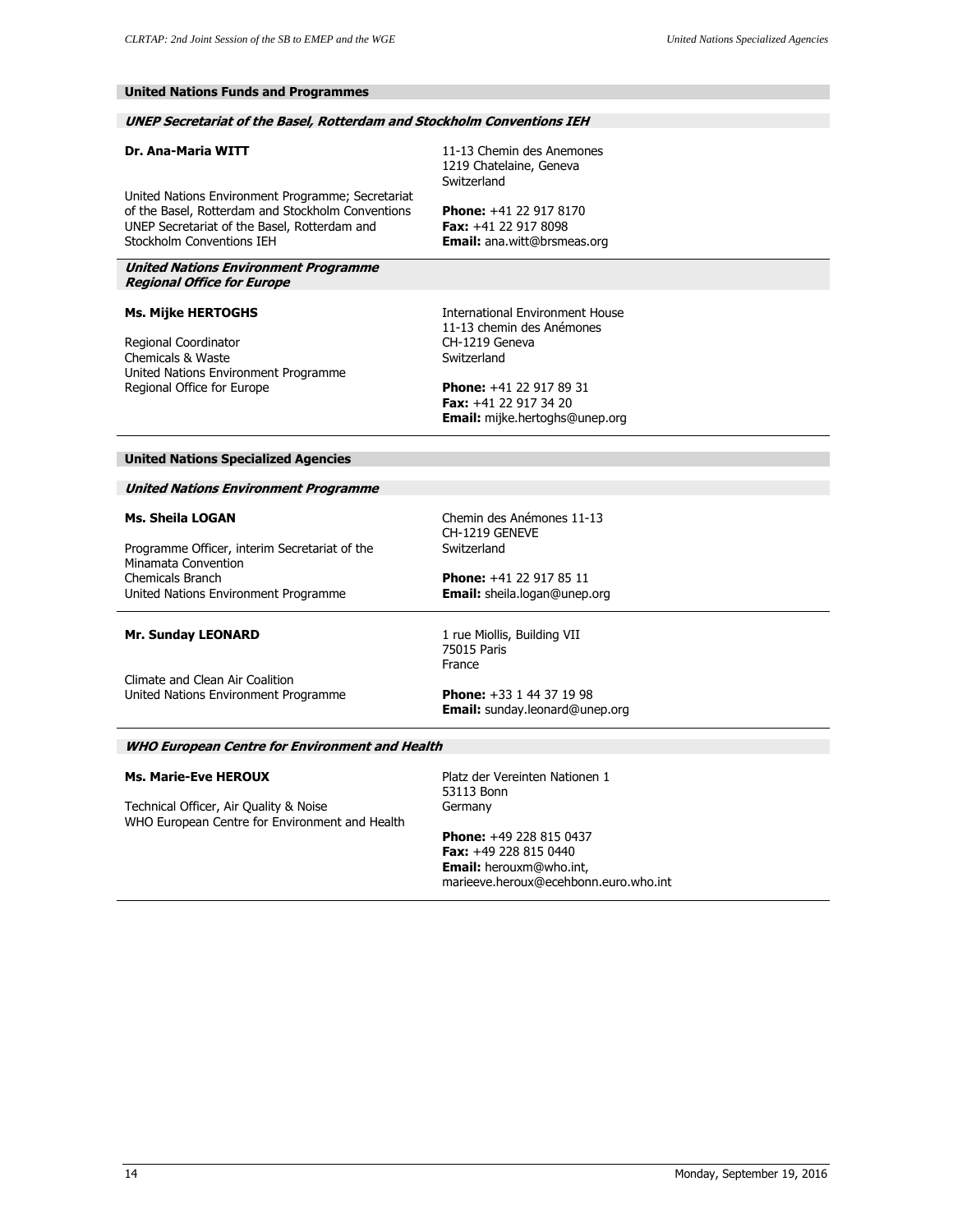## United Nations Funds and Programmes

### *UNEP Secretariat of the Basel, Rotterdam and Stockholm Conventions IEH*

**Dr. Ana-Maria WITT**

United Nations Environment Programme; Secretariat of the Basel, Rotterdam and Stockholm Conventions
UNEP Secretariat of the Basel, Rotterdam and Stockholm Conventions IEH

11-13 Chemin des Anemones
1219 Chatelaine, Geneva
Switzerland

**Phone:** +41 22 917 8170
**Fax:** +41 22 917 8098
**Email:** ana.witt@brsmeas.org

---

### *United Nations Environment Programme Regional Office for Europe*

**Ms. Mijke HERTOGHS**

Regional Coordinator
Chemicals & Waste
United Nations Environment Programme
Regional Office for Europe

International Environment House
11-13 chemin des Anémones
CH-1219 Geneva
Switzerland

**Phone:** +41 22 917 89 31
**Fax:** +41 22 917 34 20
**Email:** mijke.hertoghs@unep.org

---

## United Nations Specialized Agencies

### *United Nations Environment Programme*

**Ms. Sheila LOGAN**

Programme Officer, interim Secretariat of the Minamata Convention
Chemicals Branch
United Nations Environment Programme

Chemin des Anémones 11-13
CH-1219 GENEVE
Switzerland

**Phone:** +41 22 917 85 11
**Email:** sheila.logan@unep.org

---

**Mr. Sunday LEONARD**

Climate and Clean Air Coalition
United Nations Environment Programme

1 rue Miollis, Building VII
75015 Paris
France

**Phone:** +33 1 44 37 19 98
**Email:** sunday.leonard@unep.org

---

### *WHO European Centre for Environment and Health*

**Ms. Marie-Eve HEROUX**

Technical Officer, Air Quality & Noise
WHO European Centre for Environment and Health

Platz der Vereinten Nationen 1
53113 Bonn
Germany

**Phone:** +49 228 815 0437
**Fax:** +49 228 815 0440
**Email:** herouxm@who.int, marieeve.heroux@ecehbonn.euro.who.int

---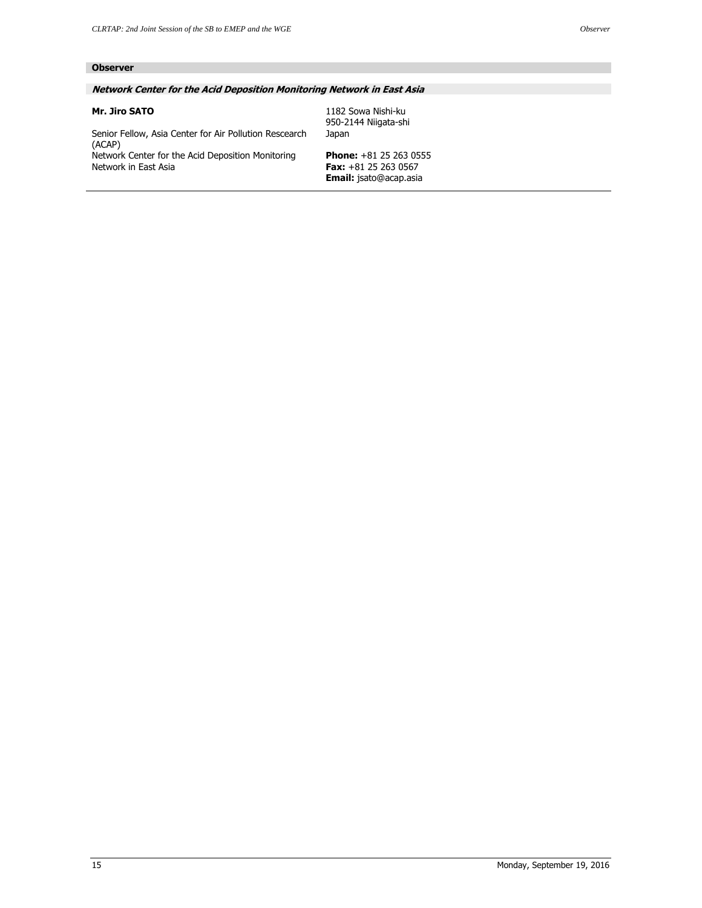## Observer

### *Network Center for the Acid Deposition Monitoring Network in East Asia*

**Mr. Jiro SATO**

Senior Fellow, Asia Center for Air Pollution Rescearch (ACAP)
Network Center for the Acid Deposition Monitoring Network in East Asia

1182 Sowa Nishi-ku
950-2144 Niigata-shi
Japan

**Phone:** +81 25 263 0555
**Fax:** +81 25 263 0567
**Email:** jsato@acap.asia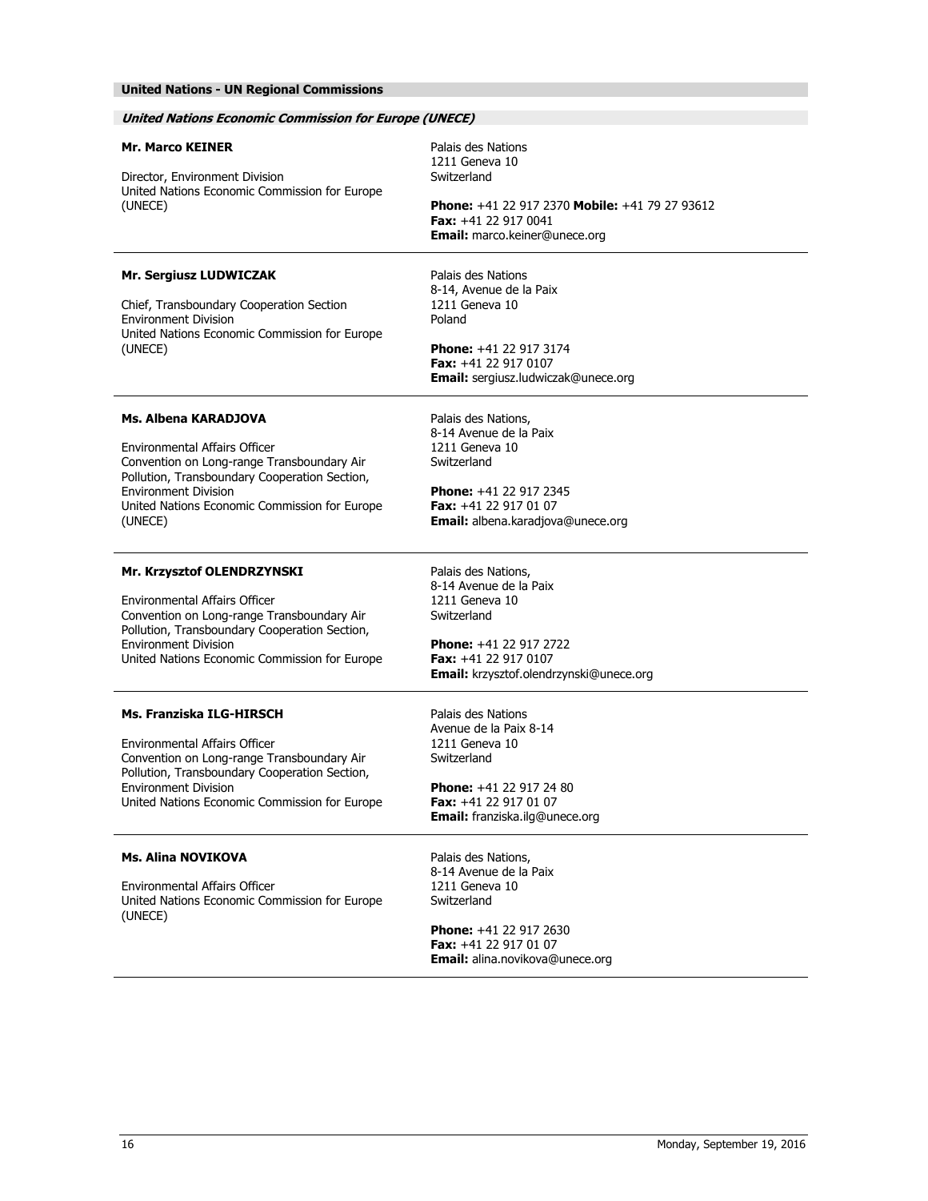## United Nations - UN Regional Commissions

### *United Nations Economic Commission for Europe (UNECE)*

**Mr. Marco KEINER**

Director, Environment Division
United Nations Economic Commission for Europe (UNECE)

Palais des Nations
1211 Geneva 10
Switzerland

**Phone:** +41 22 917 2370 **Mobile:** +41 79 27 93612
**Fax:** +41 22 917 0041
**Email:** marco.keiner@unece.org

---

**Mr. Sergiusz LUDWICZAK**

Chief, Transboundary Cooperation Section
Environment Division
United Nations Economic Commission for Europe (UNECE)

Palais des Nations
8-14, Avenue de la Paix
1211 Geneva 10
Poland

**Phone:** +41 22 917 3174
**Fax:** +41 22 917 0107
**Email:** sergiusz.ludwiczak@unece.org

---

**Ms. Albena KARADJOVA**

Environmental Affairs Officer
Convention on Long-range Transboundary Air Pollution, Transboundary Cooperation Section,
Environment Division
United Nations Economic Commission for Europe (UNECE)

Palais des Nations,
8-14 Avenue de la Paix
1211 Geneva 10
Switzerland

**Phone:** +41 22 917 2345
**Fax:** +41 22 917 01 07
**Email:** albena.karadjova@unece.org

---

**Mr. Krzysztof OLENDRZYNSKI**

Environmental Affairs Officer
Convention on Long-range Transboundary Air Pollution, Transboundary Cooperation Section,
Environment Division
United Nations Economic Commission for Europe

Palais des Nations,
8-14 Avenue de la Paix
1211 Geneva 10
Switzerland

**Phone:** +41 22 917 2722
**Fax:** +41 22 917 0107
**Email:** krzysztof.olendrzynski@unece.org

---

**Ms. Franziska ILG-HIRSCH**

Environmental Affairs Officer
Convention on Long-range Transboundary Air Pollution, Transboundary Cooperation Section,
Environment Division
United Nations Economic Commission for Europe

Palais des Nations
Avenue de la Paix 8-14
1211 Geneva 10
Switzerland

**Phone:** +41 22 917 24 80
**Fax:** +41 22 917 01 07
**Email:** franziska.ilg@unece.org

---

**Ms. Alina NOVIKOVA**

Environmental Affairs Officer
United Nations Economic Commission for Europe (UNECE)

Palais des Nations,
8-14 Avenue de la Paix
1211 Geneva 10
Switzerland

**Phone:** +41 22 917 2630
**Fax:** +41 22 917 01 07
**Email:** alina.novikova@unece.org

---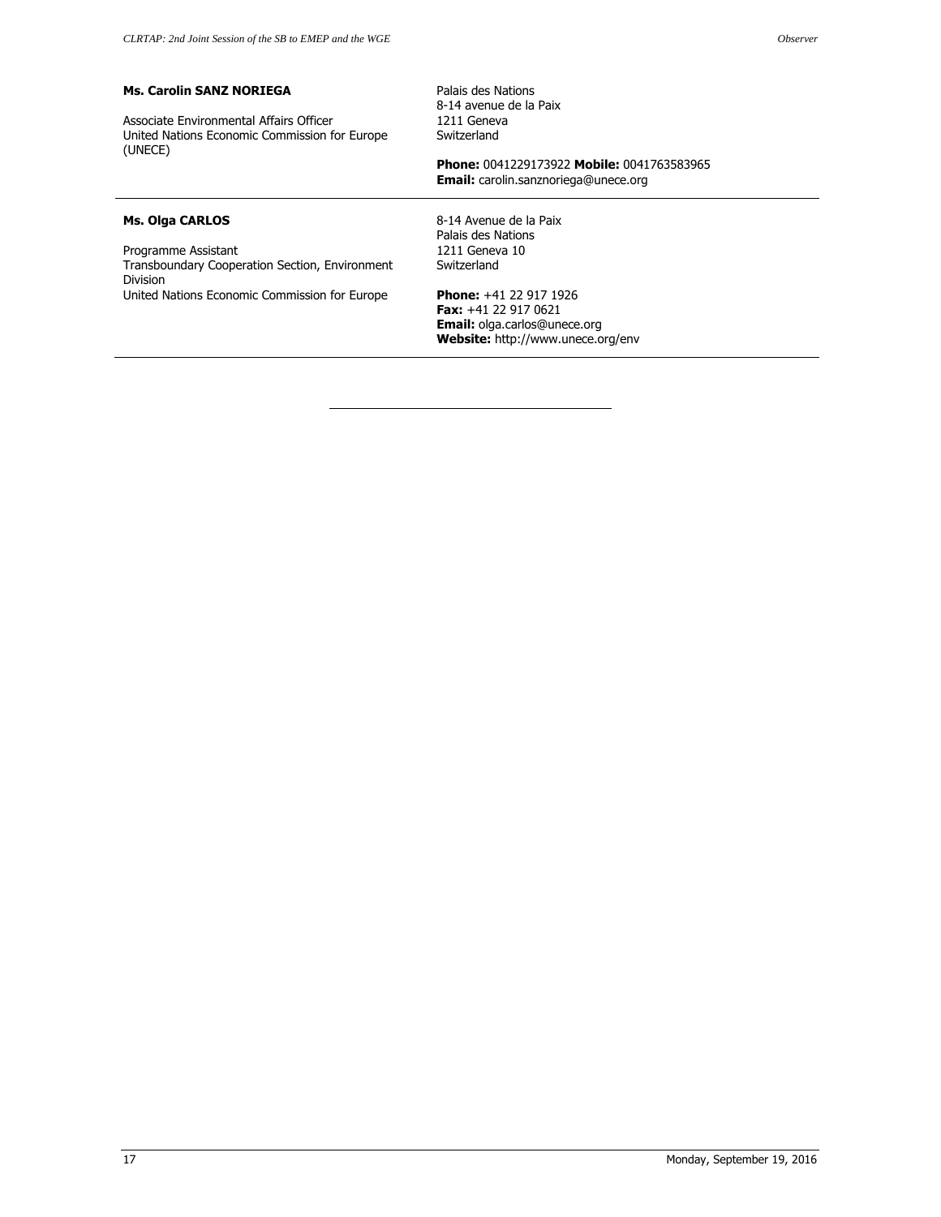**Ms. Carolin SANZ NORIEGA**

Associate Environmental Affairs Officer
United Nations Economic Commission for Europe (UNECE)

Palais des Nations
8-14 avenue de la Paix
1211 Geneva
Switzerland

**Phone:** 0041229173922 **Mobile:** 0041763583965
**Email:** carolin.sanznoriega@unece.org

---

**Ms. Olga CARLOS**

Programme Assistant
Transboundary Cooperation Section, Environment Division
United Nations Economic Commission for Europe

8-14 Avenue de la Paix
Palais des Nations
1211 Geneva 10
Switzerland

**Phone:** +41 22 917 1926
**Fax:** +41 22 917 0621
**Email:** olga.carlos@unece.org
**Website:** http://www.unece.org/env

---